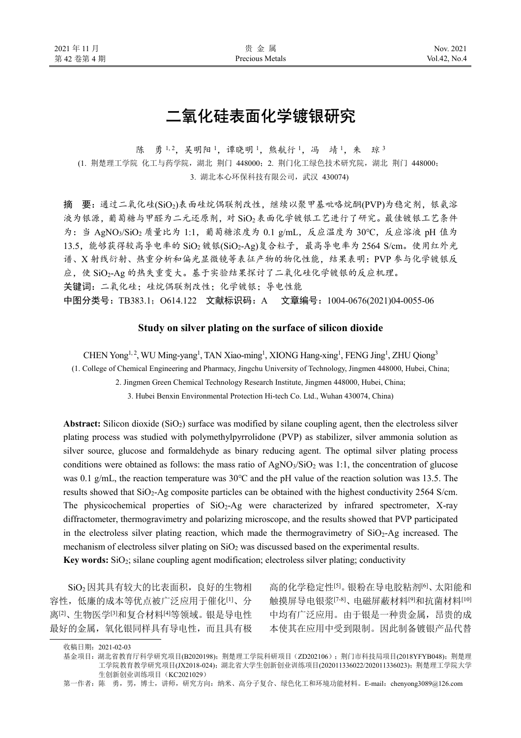# 二氧化硅表面化学镀银研究

陈 勇[1, 2]，吴明阳[1]，谭晓明[1]，熊航行[1]，冯 靖[1]，朱 琼[3]

(1. 荆楚理工学院 化工与药学院，湖北 荆门 448000；2. 荆门化工绿色技术研究院，湖北 荆门 448000；
3. 湖北本心环保科技有限公司，武汉 430074)

**摘 要**：通过二氧化硅($SiO_2$)表面硅烷偶联剂改性，继续以聚甲基吡咯烷酮(PVP)为稳定剂，银氨溶液为银源，葡萄糖与甲醛为二元还原剂，对 $SiO_2$ 表面化学镀银工艺进行了研究。最佳镀银工艺条件为：当 $AgNO_3/SiO_2$ 质量比为 1:1，葡萄糖浓度为 0.1 g/mL，反应温度为 30℃，反应溶液 pH 值为 13.5，能够获得较高导电率的 $SiO_2$ 镀银($SiO_2$-Ag)复合粒子，最高导电率为 2564 S/cm。使用红外光谱、X 射线衍射、热重分析和偏光显微镜等表征产物的物化性能，结果表明：PVP 参与化学镀银反应，使 $SiO_2$-Ag 的热失重变大。基于实验结果探讨了二氧化硅化学镀银的反应机理。

**关键词**：二氧化硅；硅烷偶联剂改性；化学镀银；导电性能

**中图分类号**：TB383.1；O614.122 **文献标识码**：A **文章编号**：1004-0676(2021)04-0055-06

## Study on silver plating on the surface of silicon dioxide

CHEN Yong[1, 2], WU Ming-yang[1], TAN Xiao-ming[1], XIONG Hang-xing[1], FENG Jing[1], ZHU Qiong[3]

(1. College of Chemical Engineering and Pharmacy, Jingchu University of Technology, Jingmen 448000, Hubei, China;
2. Jingmen Green Chemical Technology Research Institute, Jingmen 448000, Hubei, China;
3. Hubei Benxin Environmental Protection Hi-tech Co. Ltd., Wuhan 430074, China)

**Abstract:** Silicon dioxide ($SiO_2$) surface was modified by silane coupling agent, then the electroless silver plating process was studied with polymethylpyrrolidone (PVP) as stabilizer, silver ammonia solution as silver source, glucose and formaldehyde as binary reducing agent. The optimal silver plating process conditions were obtained as follows: the mass ratio of $AgNO_3/SiO_2$ was 1:1, the concentration of glucose was 0.1 g/mL, the reaction temperature was 30℃ and the pH value of the reaction solution was 13.5. The results showed that $SiO_2$-Ag composite particles can be obtained with the highest conductivity 2564 S/cm. The physicochemical properties of $SiO_2$-Ag were characterized by infrared spectrometer, X-ray diffractometer, thermogravimetry and polarizing microscope, and the results showed that PVP participated in the electroless silver plating reaction, which made the thermogravimetry of $SiO_2$-Ag increased. The mechanism of electroless silver plating on $SiO_2$ was discussed based on the experimental results.

**Key words:** $SiO_2$; silane coupling agent modification; electroless silver plating; conductivity

$SiO_2$ 因其具有较大的比表面积，良好的生物相容性，低廉的成本等优点被广泛应用于催化[1]、分离[2]、生物医学[3]和复合材料[4]等领域。银是导电性最好的金属，氧化银同样具有导电性，而且具有极高的化学稳定性[5]。银粉在导电胶粘剂[6]、太阳能和触摸屏导电银浆[7-8]、电磁屏蔽材料[9]和抗菌材料[10]中均有广泛应用。由于银是一种贵金属，昂贵的成本使其在应用中受到限制。因此制备镀银产品代替

---

收稿日期：2021-02-03

基金项目：湖北省教育厅科学研究项目(B2020198)；荆楚理工学院科研项目（ZD202106）；荆门市科技局项目(2018YFYB048)；荆楚理工学院教育教学研究项目(JX2018-024)；湖北省大学生创新创业训练项目(202011336022/202011336023)；荆楚理工学院大学生创新创业训练项目（KC2021029）

第一作者：陈 勇，男，博士，讲师，研究方向：纳米、高分子复合、绿色化工和环境功能材料。E-mail：chenyong3089@126.com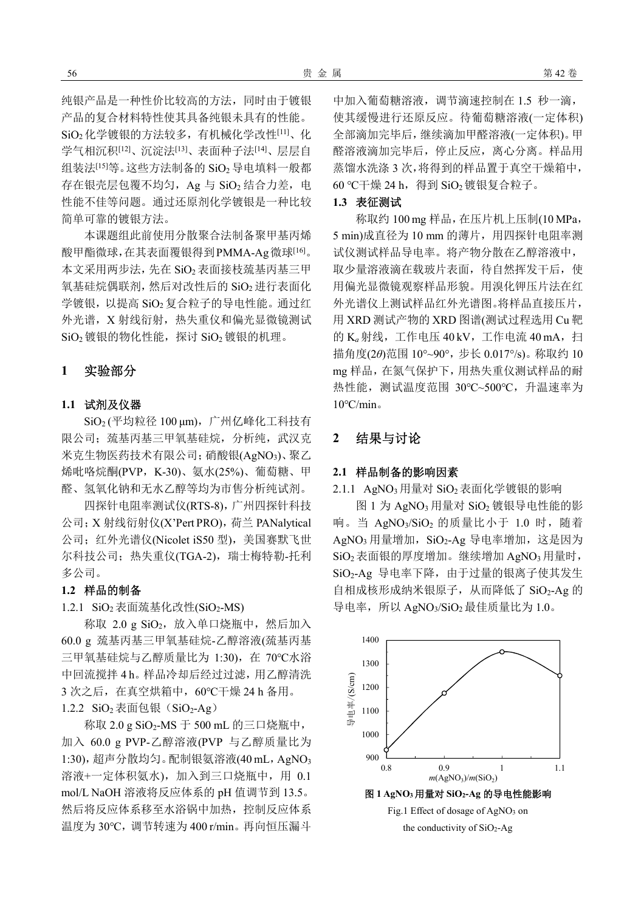纯银产品是一种性价比较高的方法，同时由于镀银产品的复合材料特性使其具备纯银未具有的性能。$SiO_2$化学镀银的方法较多，有机械化学改性[11]、化学气相沉积[12]、沉淀法[13]、表面种子法[14]、层层自组装法[15]等。这些方法制备的$SiO_2$导电填料一般都存在银壳层包覆不均匀，Ag 与$SiO_2$结合力差，电性能不佳等问题。通过还原剂化学镀银是一种比较简单可靠的镀银方法。

本课题组此前使用分散聚合法制备聚甲基丙烯酸甲酯微球，在其表面覆银得到PMMA-Ag微球[16]。本文采用两步法，先在$SiO_2$表面接枝巯基丙基三甲氧基硅烷偶联剂，然后对改性后的$SiO_2$进行表面化学镀银，以提高$SiO_2$复合粒子的导电性能。通过红外光谱，X 射线衍射，热失重仪和偏光显微镜测试$SiO_2$镀银的物化性能，探讨$SiO_2$镀银的机理。

## 1　实验部分

### 1.1　试剂及仪器

$SiO_2$ (平均粒径 100 μm)，广州亿峰化工科技有限公司；巯基丙基三甲氧基硅烷，分析纯，武汉克米克生物医药技术有限公司；硝酸银($AgNO_3$)、聚乙烯吡咯烷酮(PVP，K-30)、氨水(25%)、葡萄糖、甲醛、氢氧化钠和无水乙醇等均为市售分析纯试剂。

四探针电阻率测试仪(RTS-8)，广州四探针科技公司；X 射线衍射仪(X'Pert PRO)，荷兰 PANalytical 公司；红外光谱仪(Nicolet iS50 型)，美国赛默飞世尔科技公司；热失重仪(TGA-2)，瑞士梅特勒-托利多公司。

### 1.2　样品的制备

1.2.1　$SiO_2$表面巯基化改性($SiO_2$-MS)

称取 2.0 g $SiO_2$，放入单口烧瓶中，然后加入 60.0 g 巯基丙基三甲氧基硅烷-乙醇溶液(巯基丙基三甲氧基硅烷与乙醇质量比为 1:30)，在 70℃水浴中回流搅拌 4 h。样品冷却后经过过滤，用乙醇清洗 3 次之后，在真空烘箱中，60℃干燥 24 h 备用。

1.2.2　$SiO_2$表面包银（$SiO_2$-Ag）

称取 2.0 g $SiO_2$-MS 于 500 mL 的三口烧瓶中，加入 60.0 g PVP-乙醇溶液(PVP 与乙醇质量比为 1:30)，超声分散均匀。配制银氨溶液(40 mL，$AgNO_3$溶液+一定体积氨水)，加入到三口烧瓶中，用 0.1 mol/L NaOH 溶液将反应体系的 pH 值调节到 13.5。然后将反应体系移至水浴锅中加热，控制反应体系温度为 30℃，调节转速为 400 r/min。再向恒压漏斗中加入葡萄糖溶液，调节滴速控制在 1.5 秒一滴，使其缓慢进行还原反应。待葡萄糖溶液(一定体积)全部滴加完毕后，继续滴加甲醛溶液(一定体积)。甲醛溶液滴加完毕后，停止反应，离心分离。样品用蒸馏水洗涤 3 次，将得到的样品置于真空干燥箱中，60 ℃干燥 24 h，得到$SiO_2$镀银复合粒子。

### 1.3　表征测试

称取约 100 mg 样品，在压片机上压制(10 MPa，5 min)成直径为 10 mm 的薄片，用四探针电阻率测试仪测试样品导电率。将产物分散在乙醇溶液中，取少量溶液滴在载玻片表面，待自然挥发干后，使用偏光显微镜观察样品形貌。用溴化钾压片法在红外光谱仪上测试样品红外光谱图。将样品直接压片，用 XRD 测试产物的 XRD 图谱(测试过程选用 Cu 靶的 $K_\alpha$ 射线，工作电压 40 kV，工作电流 40 mA，扫描角度($2\theta$)范围 10°~90°，步长 0.017°/s)。称取约 10 mg 样品，在氮气保护下，用热失重仪测试样品的耐热性能，测试温度范围 30℃~500℃，升温速率为 10℃/min。

## 2　结果与讨论

### 2.1　样品制备的影响因素

2.1.1　$AgNO_3$用量对$SiO_2$表面化学镀银的影响

图 1 为$AgNO_3$用量对$SiO_2$镀银导电性能的影响。当 $AgNO_3$/$SiO_2$ 的质量比小于 1.0 时，随着$AgNO_3$用量增加，$SiO_2$-Ag 导电率增加，这是因为$SiO_2$表面银的厚度增加。继续增加$AgNO_3$用量时，$SiO_2$-Ag 导电率下降，由于过量的银离子使其发生自相成核形成纳米银原子，从而降低了$SiO_2$-Ag 的导电率，所以$AgNO_3$/$SiO_2$最佳质量比为 1.0。

**图 1 $AgNO_3$用量对$SiO_2$-Ag 的导电性能影响**

Fig.1 Effect of dosage of $AgNO_3$ on the conductivity of $SiO_2$-Ag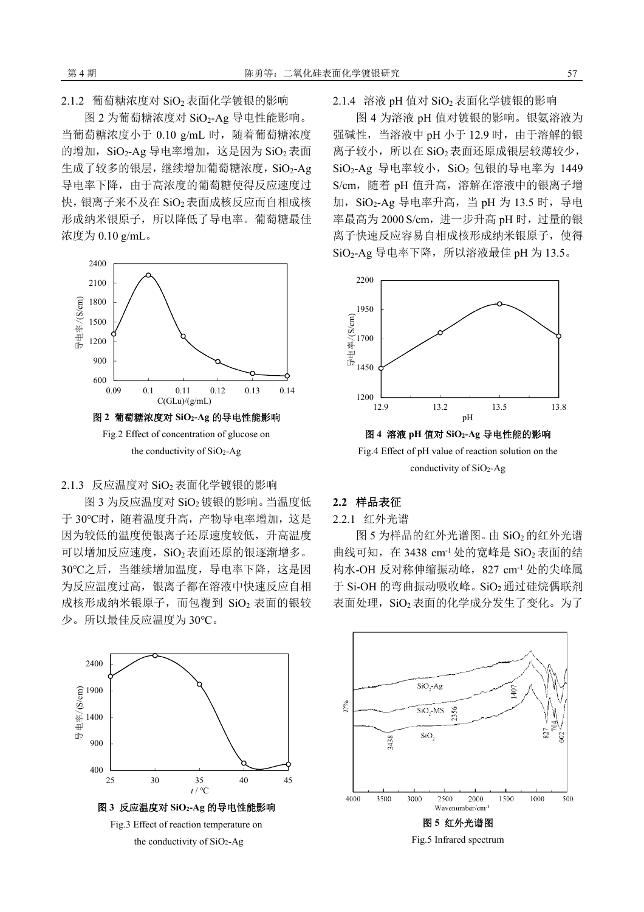#### 2.1.2 葡萄糖浓度对 $SiO_2$ 表面化学镀银的影响

图 2 为葡萄糖浓度对 $SiO_2$-Ag 导电性能影响。当葡萄糖浓度小于 0.10 g/mL 时，随着葡萄糖浓度的增加，$SiO_2$-Ag 导电率增加，这是因为 $SiO_2$ 表面生成了较多的银层，继续增加葡萄糖浓度，$SiO_2$-Ag 导电率下降，由于高浓度的葡萄糖使得反应速度过快，银离子来不及在 $SiO_2$ 表面成核反应而自相成核形成纳米银原子，所以降低了导电率。葡萄糖最佳浓度为 0.10 g/mL。

**图 2 葡萄糖浓度对 $SiO_2$-Ag 的导电性能影响**

Fig.2 Effect of concentration of glucose on the conductivity of $SiO_2$-Ag

#### 2.1.3 反应温度对 $SiO_2$ 表面化学镀银的影响

图 3 为反应温度对 $SiO_2$ 镀银的影响。当温度低于 30℃时，随着温度升高，产物导电率增加，这是因为较低的温度使银离子还原速度较低，升高温度可以增加反应速度，$SiO_2$ 表面还原的银逐渐增多。30℃之后，当继续增加温度，导电率下降，这是因为反应温度过高，银离子都在溶液中快速反应自相成核形成纳米银原子，而包覆到 $SiO_2$ 表面的银较少。所以最佳反应温度为 30℃。

**图 3 反应温度对 $SiO_2$-Ag 的导电性能影响**

Fig.3 Effect of reaction temperature on the conductivity of $SiO_2$-Ag

#### 2.1.4 溶液 pH 值对 $SiO_2$ 表面化学镀银的影响

图 4 为溶液 pH 值对镀银的影响。银氨溶液为强碱性，当溶液中 pH 小于 12.9 时，由于溶解的银离子较小，所以在 $SiO_2$ 表面还原成银层较薄较少，$SiO_2$-Ag 导电率较小，$SiO_2$ 包银的导电率为 1449 S/cm，随着 pH 值升高，溶解在溶液中的银离子增加，$SiO_2$-Ag 导电率升高，当 pH 为 13.5 时，导电率最高为 2000 S/cm，进一步升高 pH 时，过量的银离子快速反应容易自相成核形成纳米银原子，使得 $SiO_2$-Ag 导电率下降，所以溶液最佳 pH 为 13.5。

**图 4 溶液 pH 值对 $SiO_2$-Ag 导电性能的影响**

Fig.4 Effect of pH value of reaction solution on the conductivity of $SiO_2$-Ag

### 2.2 样品表征

#### 2.2.1 红外光谱

图 5 为样品的红外光谱图。由 $SiO_2$ 的红外光谱曲线可知，在 3438 $cm^{-1}$ 处的宽峰是 $SiO_2$ 表面的结构水-OH 反对称伸缩振动峰，827 $cm^{-1}$ 处的尖峰属于 Si-OH 的弯曲振动吸收峰。$SiO_2$ 通过硅烷偶联剂表面处理，$SiO_2$ 表面的化学成分发生了变化。为了

**图 5 红外光谱图**

Fig.5 Infrared spectrum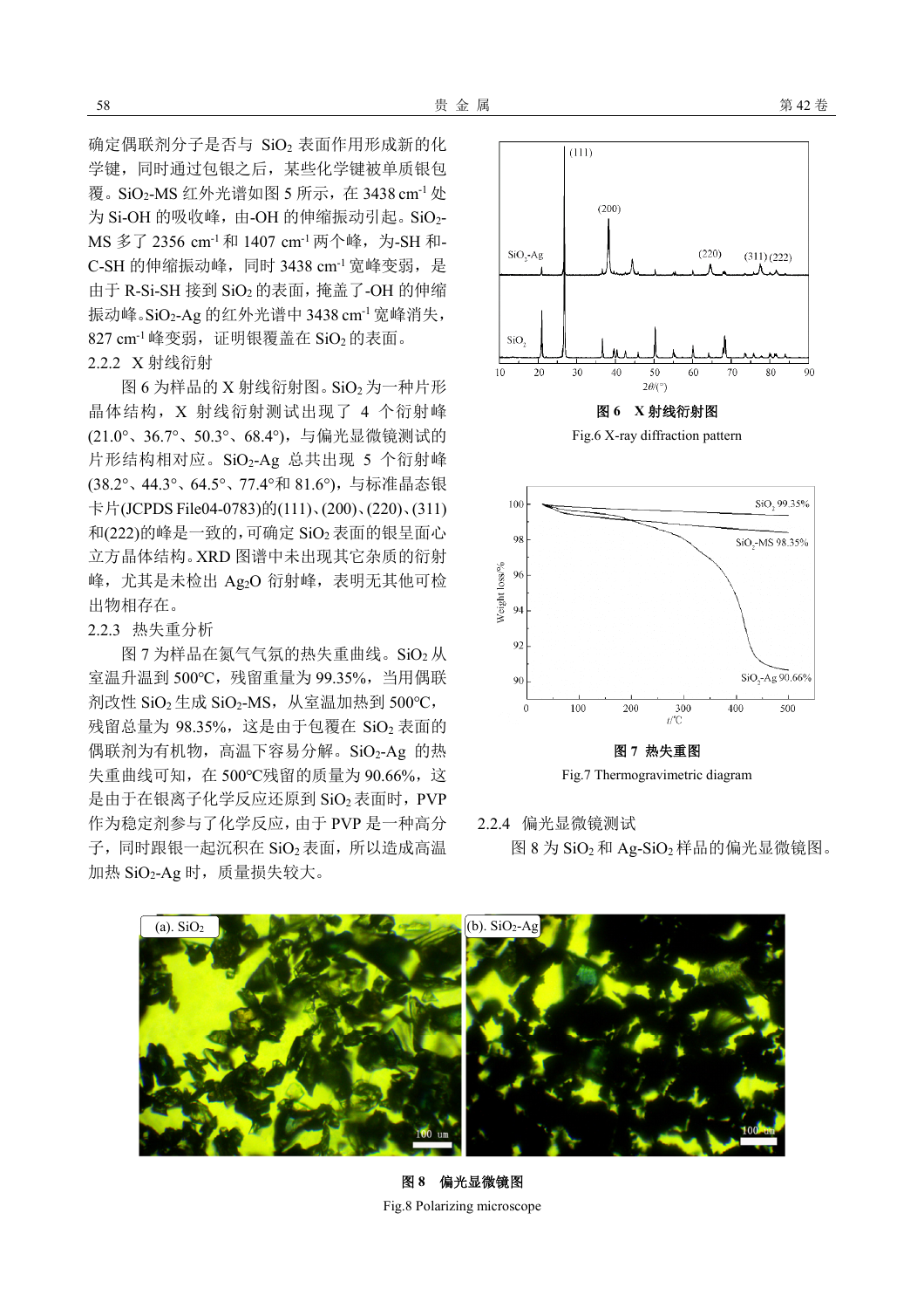确定偶联剂分子是否与 $SiO_2$ 表面作用形成新的化学键，同时通过包银之后，某些化学键被单质银包覆。$SiO_2$-MS 红外光谱如图 5 所示，在 3438 $cm^{-1}$ 处为 Si-OH 的吸收峰，由-OH 的伸缩振动引起。$SiO_2$-MS 多了 2356 $cm^{-1}$ 和 1407 $cm^{-1}$ 两个峰，为-SH 和-C-SH 的伸缩振动峰，同时 3438 $cm^{-1}$ 宽峰变弱，是由于 R-Si-SH 接到 $SiO_2$ 的表面，掩盖了-OH 的伸缩振动峰。$SiO_2$-Ag 的红外光谱中 3438 $cm^{-1}$ 宽峰消失，827 $cm^{-1}$ 峰变弱，证明银覆盖在 $SiO_2$ 的表面。

### 2.2.2 X 射线衍射

图 6 为样品的 X 射线衍射图。$SiO_2$ 为一种片形晶体结构，X 射线衍射测试出现了 4 个衍射峰(21.0°、36.7°、50.3°、68.4°)，与偏光显微镜测试的片形结构相对应。$SiO_2$-Ag 总共出现 5 个衍射峰(38.2°、44.3°、64.5°、77.4°和 81.6°)，与标准晶态银卡片(JCPDS File04-0783)的(111)、(200)、(220)、(311)和(222)的峰是一致的，可确定 $SiO_2$ 表面的银呈面心立方晶体结构。XRD 图谱中未出现其它杂质的衍射峰，尤其是未检出 $Ag_2O$ 衍射峰，表明无其他可检出物相存在。

### 2.2.3 热失重分析

图 7 为样品在氮气气氛的热失重曲线。$SiO_2$ 从室温升温到 500℃，残留重量为 99.35%，当用偶联剂改性 $SiO_2$ 生成 $SiO_2$-MS，从室温加热到 500℃，残留总量为 98.35%，这是由于包覆在 $SiO_2$ 表面的偶联剂为有机物，高温下容易分解。$SiO_2$-Ag 的热失重曲线可知，在 500℃残留的质量为 90.66%，这是由于在银离子化学反应还原到 $SiO_2$ 表面时，PVP 作为稳定剂参与了化学反应，由于 PVP 是一种高分子，同时跟银一起沉积在 $SiO_2$ 表面，所以造成高温加热 $SiO_2$-Ag 时，质量损失较大。

**图 6 X 射线衍射图**

Fig.6 X-ray diffraction pattern

**图 7 热失重图**

Fig.7 Thermogravimetric diagram

### 2.2.4 偏光显微镜测试

图 8 为 $SiO_2$ 和 Ag-$SiO_2$ 样品的偏光显微镜图。

**图 8 偏光显微镜图**

Fig.8 Polarizing microscope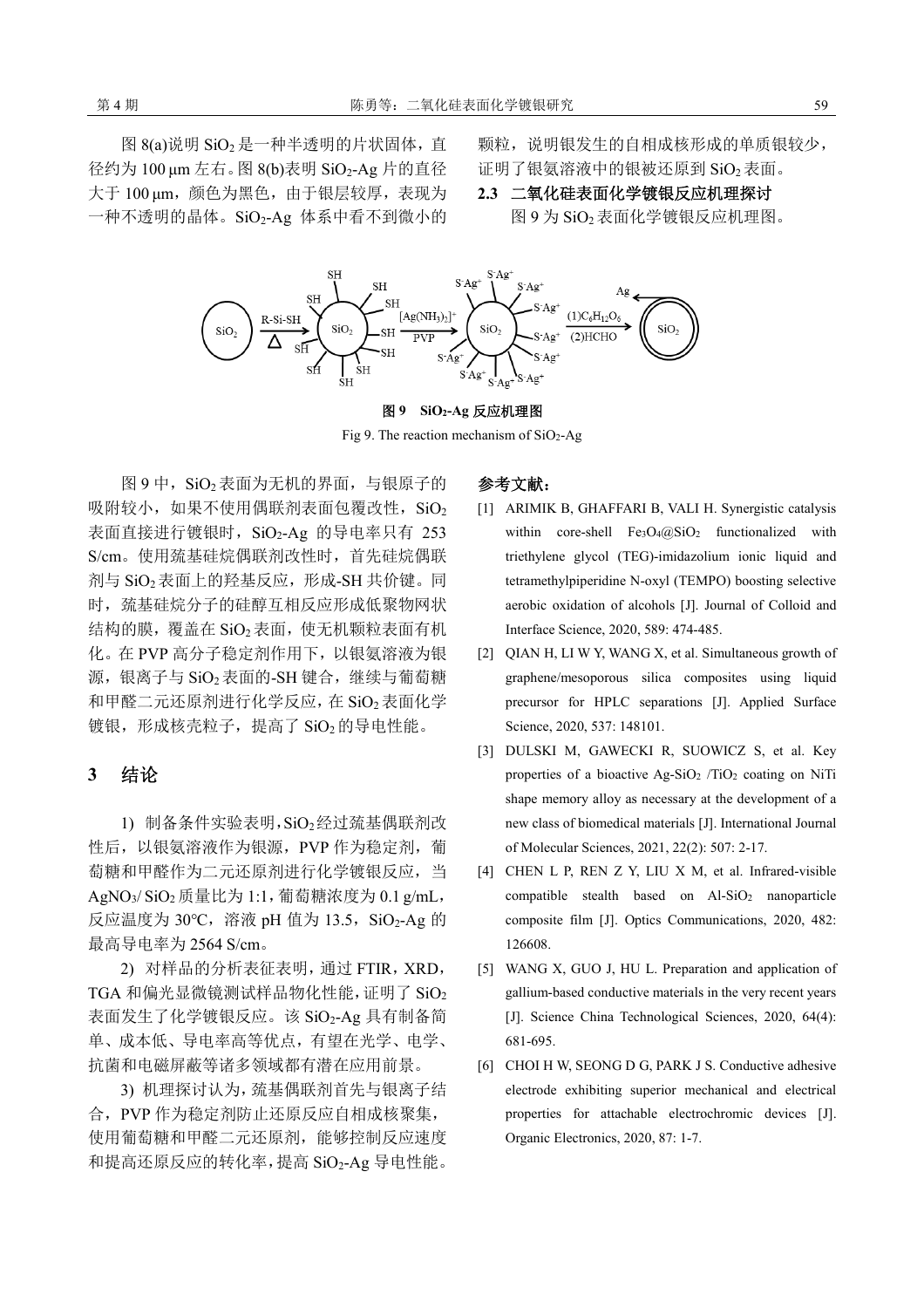图 8(a)说明 $SiO_2$ 是一种半透明的片状固体，直径约为 100 μm 左右。图 8(b)表明 $SiO_2$-Ag 片的直径大于 100 μm，颜色为黑色，由于银层较厚，表现为一种不透明的晶体。$SiO_2$-Ag 体系中看不到微小的颗粒，说明银发生的自相成核形成的单质银较少，证明了银氨溶液中的银被还原到 $SiO_2$ 表面。

### 2.3 二氧化硅表面化学镀银反应机理探讨

图 9 为 $SiO_2$ 表面化学镀银反应机理图。

**图 9 $SiO_2$-Ag 反应机理图**

Fig 9. The reaction mechanism of $SiO_2$-Ag

图 9 中，$SiO_2$ 表面为无机的界面，与银原子的吸附较小，如果不使用偶联剂表面包覆改性，$SiO_2$ 表面直接进行镀银时，$SiO_2$-Ag 的导电率只有 253 S/cm。使用巯基硅烷偶联剂改性时，首先硅烷偶联剂与 $SiO_2$ 表面上的羟基反应，形成-SH 共价键。同时，巯基硅烷分子的硅醇互相反应形成低聚物网状结构的膜，覆盖在 $SiO_2$ 表面，使无机颗粒表面有机化。在 PVP 高分子稳定剂作用下，以银氨溶液为银源，银离子与 $SiO_2$ 表面的-SH 键合，继续与葡萄糖和甲醛二元还原剂进行化学反应，在 $SiO_2$ 表面化学镀银，形成核壳粒子，提高了 $SiO_2$ 的导电性能。

## 3 结论

1) 制备条件实验表明，$SiO_2$ 经过巯基偶联剂改性后，以银氨溶液作为银源，PVP 作为稳定剂，葡萄糖和甲醛作为二元还原剂进行化学镀银反应，当 $AgNO_3$/ $SiO_2$ 质量比为 1:1，葡萄糖浓度为 0.1 g/mL，反应温度为 30℃，溶液 pH 值为 13.5，$SiO_2$-Ag 的最高导电率为 2564 S/cm。

2) 对样品的分析表征表明，通过 FTIR，XRD，TGA 和偏光显微镜测试样品物化性能，证明了 $SiO_2$ 表面发生了化学镀银反应。该 $SiO_2$-Ag 具有制备简单、成本低、导电率高等优点，有望在光学、电学、抗菌和电磁屏蔽等诸多领域都有潜在应用前景。

3) 机理探讨认为，巯基偶联剂首先与银离子结合，PVP 作为稳定剂防止还原反应自相成核聚集，使用葡萄糖和甲醛二元还原剂，能够控制反应速度和提高还原反应的转化率，提高 $SiO_2$-Ag 导电性能。

**参考文献：**

[1] ARIMIK B, GHAFFARI B, VALI H. Synergistic catalysis within core-shell $Fe_3O_4$@$SiO_2$ functionalized with triethylene glycol (TEG)-imidazolium ionic liquid and tetramethylpiperidine N-oxyl (TEMPO) boosting selective aerobic oxidation of alcohols [J]. Journal of Colloid and Interface Science, 2020, 589: 474-485.

[2] QIAN H, LI W Y, WANG X, et al. Simultaneous growth of graphene/mesoporous silica composites using liquid precursor for HPLC separations [J]. Applied Surface Science, 2020, 537: 148101.

[3] DULSKI M, GAWECKI R, SUOWICZ S, et al. Key properties of a bioactive Ag-$SiO_2$ /$TiO_2$ coating on NiTi shape memory alloy as necessary at the development of a new class of biomedical materials [J]. International Journal of Molecular Sciences, 2021, 22(2): 507: 2-17.

[4] CHEN L P, REN Z Y, LIU X M, et al. Infrared-visible compatible stealth based on Al-$SiO_2$ nanoparticle composite film [J]. Optics Communications, 2020, 482: 126608.

[5] WANG X, GUO J, HU L. Preparation and application of gallium-based conductive materials in the very recent years [J]. Science China Technological Sciences, 2020, 64(4): 681-695.

[6] CHOI H W, SEONG D G, PARK J S. Conductive adhesive electrode exhibiting superior mechanical and electrical properties for attachable electrochromic devices [J]. Organic Electronics, 2020, 87: 1-7.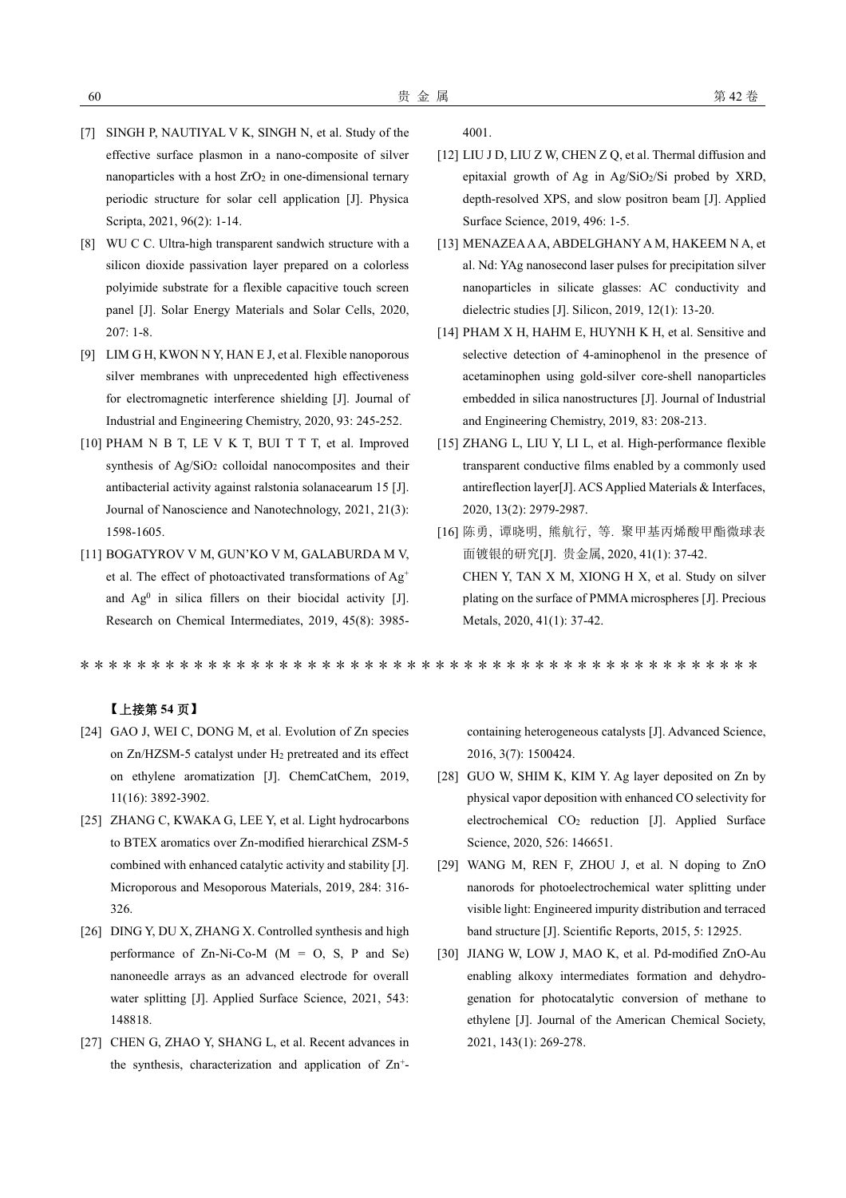[7] SINGH P, NAUTIYAL V K, SINGH N, et al. Study of the effective surface plasmon in a nano-composite of silver nanoparticles with a host $ZrO_2$ in one-dimensional ternary periodic structure for solar cell application [J]. Physica Scripta, 2021, 96(2): 1-14.

[8] WU C C. Ultra-high transparent sandwich structure with a silicon dioxide passivation layer prepared on a colorless polyimide substrate for a flexible capacitive touch screen panel [J]. Solar Energy Materials and Solar Cells, 2020, 207: 1-8.

[9] LIM G H, KWON N Y, HAN E J, et al. Flexible nanoporous silver membranes with unprecedented high effectiveness for electromagnetic interference shielding [J]. Journal of Industrial and Engineering Chemistry, 2020, 93: 245-252.

[10] PHAM N B T, LE V K T, BUI T T T, et al. Improved synthesis of $Ag/SiO_2$ colloidal nanocomposites and their antibacterial activity against ralstonia solanacearum 15 [J]. Journal of Nanoscience and Nanotechnology, 2021, 21(3): 1598-1605.

[11] BOGATYROV V M, GUN'KO V M, GALABURDA M V, et al. The effect of photoactivated transformations of $Ag^+$ and $Ag^0$ in silica fillers on their biocidal activity [J]. Research on Chemical Intermediates, 2019, 45(8): 3985-4001.

[12] LIU J D, LIU Z W, CHEN Z Q, et al. Thermal diffusion and epitaxial growth of Ag in $Ag/SiO_2/Si$ probed by XRD, depth-resolved XPS, and slow positron beam [J]. Applied Surface Science, 2019, 496: 1-5.

[13] MENAZEA A A, ABDELGHANY A M, HAKEEM N A, et al. Nd: YAg nanosecond laser pulses for precipitation silver nanoparticles in silicate glasses: AC conductivity and dielectric studies [J]. Silicon, 2019, 12(1): 13-20.

[14] PHAM X H, HAHM E, HUYNH K H, et al. Sensitive and selective detection of 4-aminophenol in the presence of acetaminophen using gold-silver core-shell nanoparticles embedded in silica nanostructures [J]. Journal of Industrial and Engineering Chemistry, 2019, 83: 208-213.

[15] ZHANG L, LIU Y, LI L, et al. High-performance flexible transparent conductive films enabled by a commonly used antireflection layer[J]. ACS Applied Materials & Interfaces, 2020, 13(2): 2979-2987.

[16] 陈勇, 谭晓明, 熊航行, 等. 聚甲基丙烯酸甲酯微球表面镀银的研究[J]. 贵金属, 2020, 41(1): 37-42.
CHEN Y, TAN X M, XIONG H X, et al. Study on silver plating on the surface of PMMA microspheres [J]. Precious Metals, 2020, 41(1): 37-42.

\* \* \* \* \* \* \* \* \* \* \* \* \* \* \* \* \* \* \* \* \* \* \* \* \* \* \* \* \* \* \* \* \* \* \* \* \* \* \* \* \* \* \* \* \* \*

**【上接第 54 页】**

[24] GAO J, WEI C, DONG M, et al. Evolution of Zn species on Zn/HZSM-5 catalyst under $H_2$ pretreated and its effect on ethylene aromatization [J]. ChemCatChem, 2019, 11(16): 3892-3902.

[25] ZHANG C, KWAKA G, LEE Y, et al. Light hydrocarbons to BTEX aromatics over Zn-modified hierarchical ZSM-5 combined with enhanced catalytic activity and stability [J]. Microporous and Mesoporous Materials, 2019, 284: 316-326.

[26] DING Y, DU X, ZHANG X. Controlled synthesis and high performance of Zn-Ni-Co-M (M = O, S, P and Se) nanoneedle arrays as an advanced electrode for overall water splitting [J]. Applied Surface Science, 2021, 543: 148818.

[27] CHEN G, ZHAO Y, SHANG L, et al. Recent advances in the synthesis, characterization and application of $Zn^+$-containing heterogeneous catalysts [J]. Advanced Science, 2016, 3(7): 1500424.

[28] GUO W, SHIM K, KIM Y. Ag layer deposited on Zn by physical vapor deposition with enhanced CO selectivity for electrochemical $CO_2$ reduction [J]. Applied Surface Science, 2020, 526: 146651.

[29] WANG M, REN F, ZHOU J, et al. N doping to ZnO nanorods for photoelectrochemical water splitting under visible light: Engineered impurity distribution and terraced band structure [J]. Scientific Reports, 2015, 5: 12925.

[30] JIANG W, LOW J, MAO K, et al. Pd-modified ZnO-Au enabling alkoxy intermediates formation and dehydrogenation for photocatalytic conversion of methane to ethylene [J]. Journal of the American Chemical Society, 2021, 143(1): 269-278.